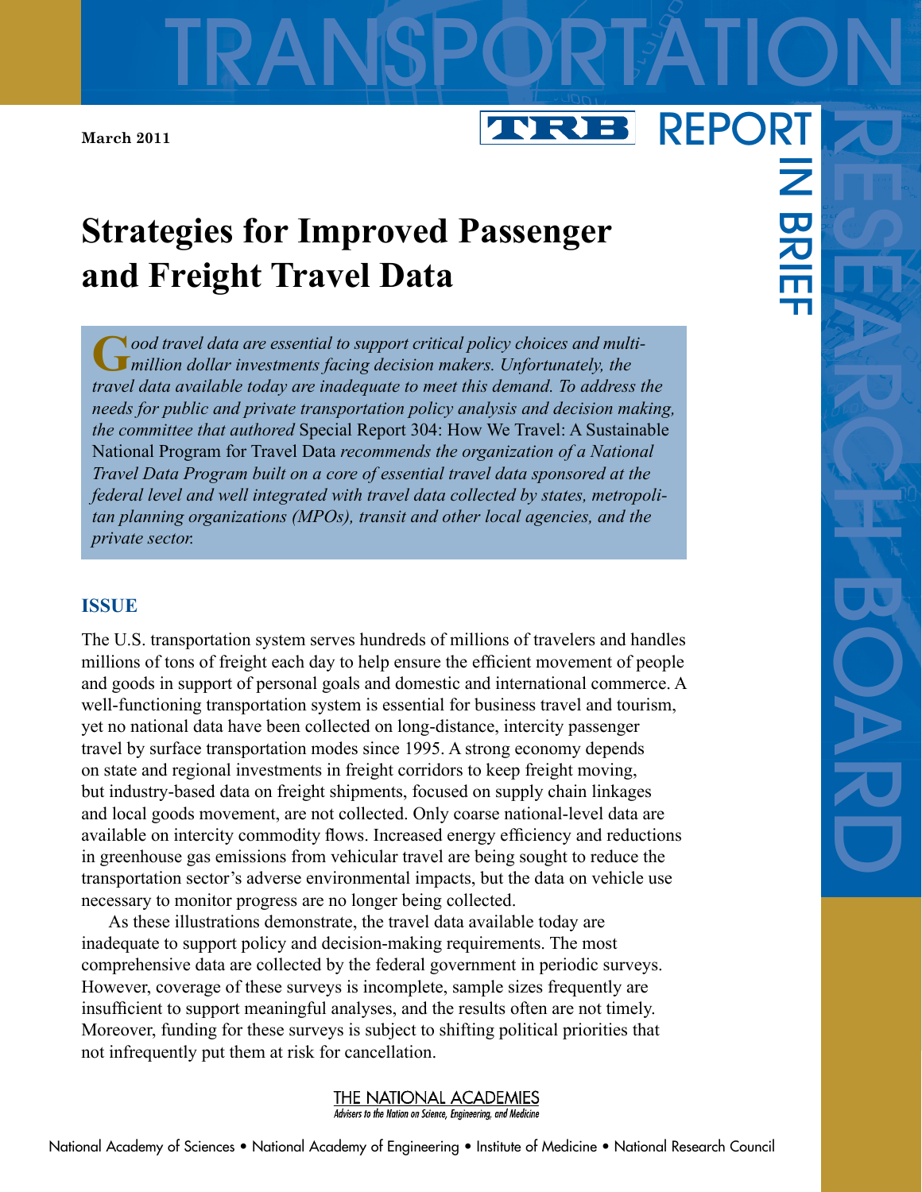March 2011

TRB REPORT IN BRIEF

# Strategies for Improved Passenger and Freight Travel Data

*Good travel data are essential to support critical policy choices and multi-million dollar investments facing decision makers. Unfortunately, the travel data available today are inadequate to meet this demand. To address the needs for public and private transportation policy analysis and decision making, the committee that authored* Special Report 304: How We Travel: A Sustainable National Program for Travel Data *recommends the organization of a National Travel Data Program built on a core of essential travel data sponsored at the federal level and well integrated with travel data collected by states, metropolitan planning organizations (MPOs), transit and other local agencies, and the private sector.*

## ISSUE

The U.S. transportation system serves hundreds of millions of travelers and handles millions of tons of freight each day to help ensure the efficient movement of people and goods in support of personal goals and domestic and international commerce. A well-functioning transportation system is essential for business travel and tourism, yet no national data have been collected on long-distance, intercity passenger travel by surface transportation modes since 1995. A strong economy depends on state and regional investments in freight corridors to keep freight moving, but industry-based data on freight shipments, focused on supply chain linkages and local goods movement, are not collected. Only coarse national-level data are available on intercity commodity flows. Increased energy efficiency and reductions in greenhouse gas emissions from vehicular travel are being sought to reduce the transportation sector's adverse environmental impacts, but the data on vehicle use necessary to monitor progress are no longer being collected.

As these illustrations demonstrate, the travel data available today are inadequate to support policy and decision-making requirements. The most comprehensive data are collected by the federal government in periodic surveys. However, coverage of these surveys is incomplete, sample sizes frequently are insufficient to support meaningful analyses, and the results often are not timely. Moreover, funding for these surveys is subject to shifting political priorities that not infrequently put them at risk for cancellation.

THE NATIONAL ACADEMIES
*Advisers to the Nation on Science, Engineering, and Medicine*

National Academy of Sciences • National Academy of Engineering • Institute of Medicine • National Research Council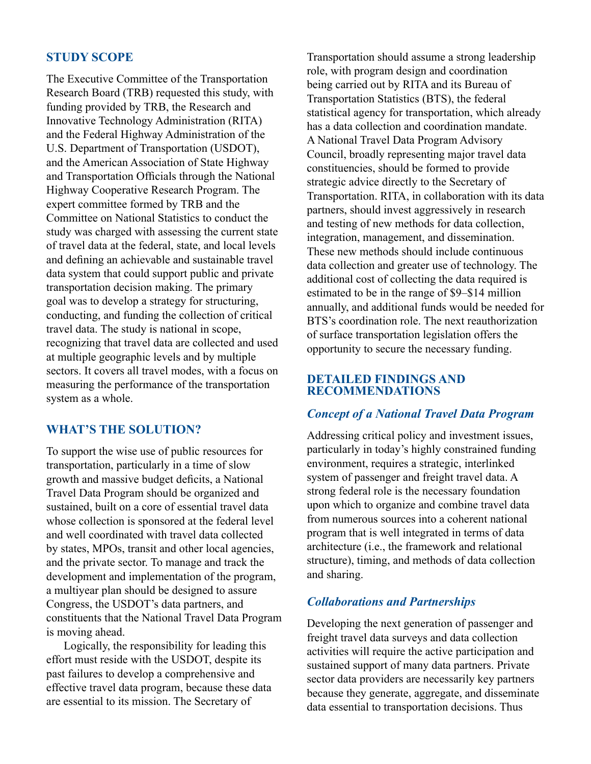## STUDY SCOPE

The Executive Committee of the Transportation Research Board (TRB) requested this study, with funding provided by TRB, the Research and Innovative Technology Administration (RITA) and the Federal Highway Administration of the U.S. Department of Transportation (USDOT), and the American Association of State Highway and Transportation Officials through the National Highway Cooperative Research Program. The expert committee formed by TRB and the Committee on National Statistics to conduct the study was charged with assessing the current state of travel data at the federal, state, and local levels and defining an achievable and sustainable travel data system that could support public and private transportation decision making. The primary goal was to develop a strategy for structuring, conducting, and funding the collection of critical travel data. The study is national in scope, recognizing that travel data are collected and used at multiple geographic levels and by multiple sectors. It covers all travel modes, with a focus on measuring the performance of the transportation system as a whole.

## WHAT'S THE SOLUTION?

To support the wise use of public resources for transportation, particularly in a time of slow growth and massive budget deficits, a National Travel Data Program should be organized and sustained, built on a core of essential travel data whose collection is sponsored at the federal level and well coordinated with travel data collected by states, MPOs, transit and other local agencies, and the private sector. To manage and track the development and implementation of the program, a multiyear plan should be designed to assure Congress, the USDOT's data partners, and constituents that the National Travel Data Program is moving ahead.

Logically, the responsibility for leading this effort must reside with the USDOT, despite its past failures to develop a comprehensive and effective travel data program, because these data are essential to its mission. The Secretary of Transportation should assume a strong leadership role, with program design and coordination being carried out by RITA and its Bureau of Transportation Statistics (BTS), the federal statistical agency for transportation, which already has a data collection and coordination mandate. A National Travel Data Program Advisory Council, broadly representing major travel data constituencies, should be formed to provide strategic advice directly to the Secretary of Transportation. RITA, in collaboration with its data partners, should invest aggressively in research and testing of new methods for data collection, integration, management, and dissemination. These new methods should include continuous data collection and greater use of technology. The additional cost of collecting the data required is estimated to be in the range of \$9–\$14 million annually, and additional funds would be needed for BTS's coordination role. The next reauthorization of surface transportation legislation offers the opportunity to secure the necessary funding.

## DETAILED FINDINGS AND RECOMMENDATIONS

### *Concept of a National Travel Data Program*

Addressing critical policy and investment issues, particularly in today's highly constrained funding environment, requires a strategic, interlinked system of passenger and freight travel data. A strong federal role is the necessary foundation upon which to organize and combine travel data from numerous sources into a coherent national program that is well integrated in terms of data architecture (i.e., the framework and relational structure), timing, and methods of data collection and sharing.

### *Collaborations and Partnerships*

Developing the next generation of passenger and freight travel data surveys and data collection activities will require the active participation and sustained support of many data partners. Private sector data providers are necessarily key partners because they generate, aggregate, and disseminate data essential to transportation decisions. Thus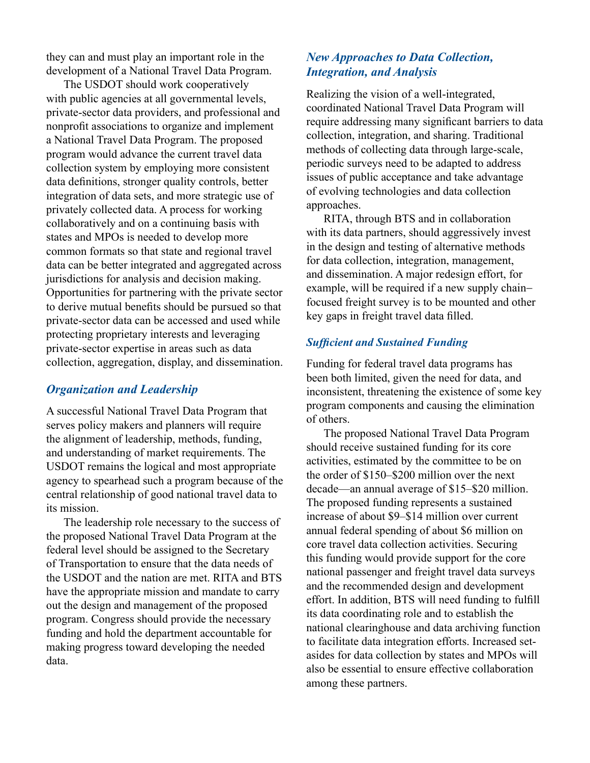they can and must play an important role in the development of a National Travel Data Program.

The USDOT should work cooperatively with public agencies at all governmental levels, private-sector data providers, and professional and nonprofit associations to organize and implement a National Travel Data Program. The proposed program would advance the current travel data collection system by employing more consistent data definitions, stronger quality controls, better integration of data sets, and more strategic use of privately collected data. A process for working collaboratively and on a continuing basis with states and MPOs is needed to develop more common formats so that state and regional travel data can be better integrated and aggregated across jurisdictions for analysis and decision making. Opportunities for partnering with the private sector to derive mutual benefits should be pursued so that private-sector data can be accessed and used while protecting proprietary interests and leveraging private-sector expertise in areas such as data collection, aggregation, display, and dissemination.

### *Organization and Leadership*

A successful National Travel Data Program that serves policy makers and planners will require the alignment of leadership, methods, funding, and understanding of market requirements. The USDOT remains the logical and most appropriate agency to spearhead such a program because of the central relationship of good national travel data to its mission.

The leadership role necessary to the success of the proposed National Travel Data Program at the federal level should be assigned to the Secretary of Transportation to ensure that the data needs of the USDOT and the nation are met. RITA and BTS have the appropriate mission and mandate to carry out the design and management of the proposed program. Congress should provide the necessary funding and hold the department accountable for making progress toward developing the needed data.

### *New Approaches to Data Collection, Integration, and Analysis*

Realizing the vision of a well-integrated, coordinated National Travel Data Program will require addressing many significant barriers to data collection, integration, and sharing. Traditional methods of collecting data through large-scale, periodic surveys need to be adapted to address issues of public acceptance and take advantage of evolving technologies and data collection approaches.

RITA, through BTS and in collaboration with its data partners, should aggressively invest in the design and testing of alternative methods for data collection, integration, management, and dissemination. A major redesign effort, for example, will be required if a new supply chain–focused freight survey is to be mounted and other key gaps in freight travel data filled.

### *Sufficient and Sustained Funding*

Funding for federal travel data programs has been both limited, given the need for data, and inconsistent, threatening the existence of some key program components and causing the elimination of others.

The proposed National Travel Data Program should receive sustained funding for its core activities, estimated by the committee to be on the order of $150–$200 million over the next decade—an annual average of $15–$20 million. The proposed funding represents a sustained increase of about $9–$14 million over current annual federal spending of about $6 million on core travel data collection activities. Securing this funding would provide support for the core national passenger and freight travel data surveys and the recommended design and development effort. In addition, BTS will need funding to fulfill its data coordinating role and to establish the national clearinghouse and data archiving function to facilitate data integration efforts. Increased set-asides for data collection by states and MPOs will also be essential to ensure effective collaboration among these partners.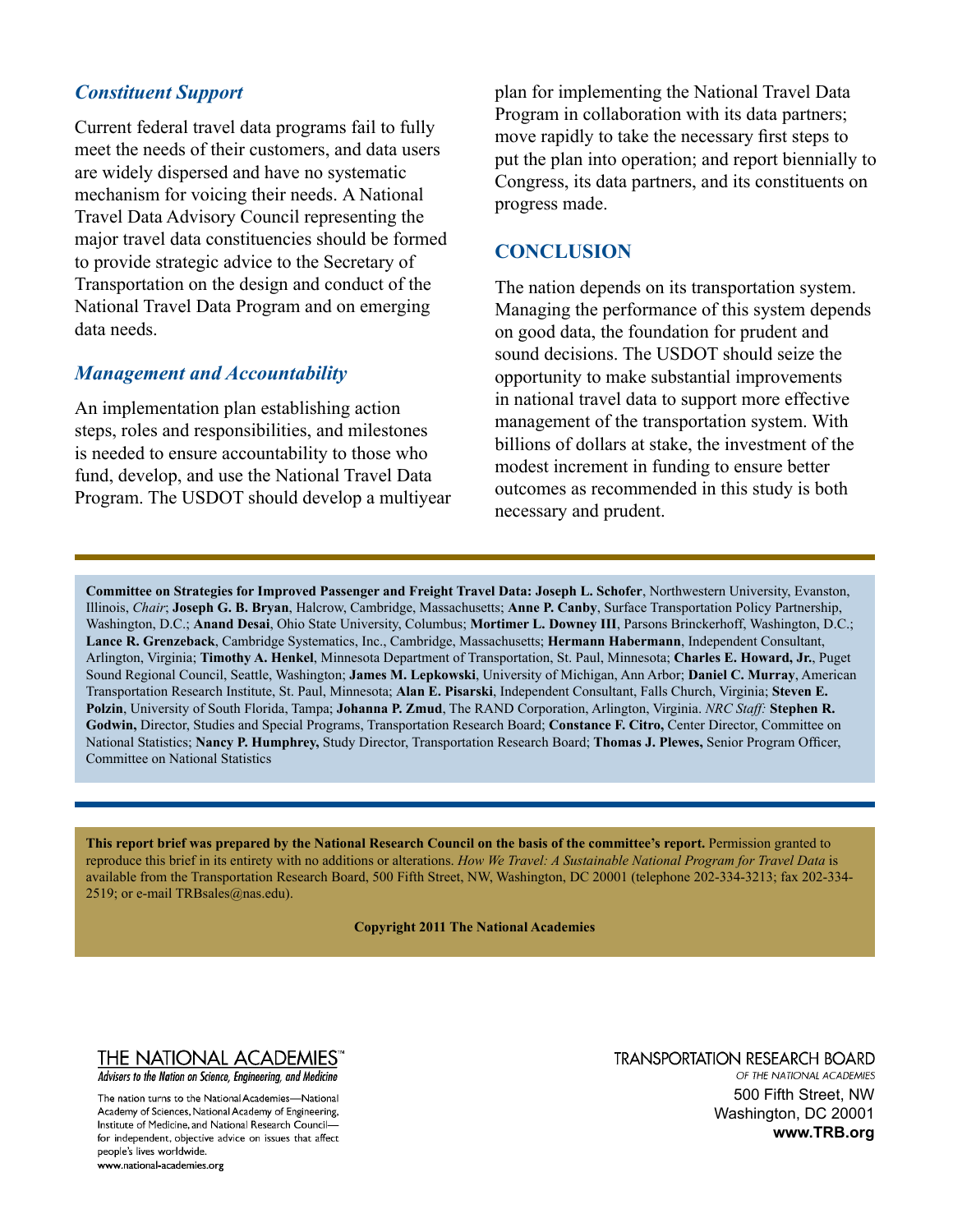### *Constituent Support*

Current federal travel data programs fail to fully meet the needs of their customers, and data users are widely dispersed and have no systematic mechanism for voicing their needs. A National Travel Data Advisory Council representing the major travel data constituencies should be formed to provide strategic advice to the Secretary of Transportation on the design and conduct of the National Travel Data Program and on emerging data needs.

### *Management and Accountability*

An implementation plan establishing action steps, roles and responsibilities, and milestones is needed to ensure accountability to those who fund, develop, and use the National Travel Data Program. The USDOT should develop a multiyear plan for implementing the National Travel Data Program in collaboration with its data partners; move rapidly to take the necessary first steps to put the plan into operation; and report biennially to Congress, its data partners, and its constituents on progress made.

## CONCLUSION

The nation depends on its transportation system. Managing the performance of this system depends on good data, the foundation for prudent and sound decisions. The USDOT should seize the opportunity to make substantial improvements in national travel data to support more effective management of the transportation system. With billions of dollars at stake, the investment of the modest increment in funding to ensure better outcomes as recommended in this study is both necessary and prudent.

---

**Committee on Strategies for Improved Passenger and Freight Travel Data: Joseph L. Schofer**, Northwestern University, Evanston, Illinois, *Chair*; **Joseph G. B. Bryan**, Halcrow, Cambridge, Massachusetts; **Anne P. Canby**, Surface Transportation Policy Partnership, Washington, D.C.; **Anand Desai**, Ohio State University, Columbus; **Mortimer L. Downey III**, Parsons Brinckerhoff, Washington, D.C.; **Lance R. Grenzeback**, Cambridge Systematics, Inc., Cambridge, Massachusetts; **Hermann Habermann**, Independent Consultant, Arlington, Virginia; **Timothy A. Henkel**, Minnesota Department of Transportation, St. Paul, Minnesota; **Charles E. Howard, Jr.**, Puget Sound Regional Council, Seattle, Washington; **James M. Lepkowski**, University of Michigan, Ann Arbor; **Daniel C. Murray**, American Transportation Research Institute, St. Paul, Minnesota; **Alan E. Pisarski**, Independent Consultant, Falls Church, Virginia; **Steven E. Polzin**, University of South Florida, Tampa; **Johanna P. Zmud**, The RAND Corporation, Arlington, Virginia. *NRC Staff:* **Stephen R. Godwin,** Director, Studies and Special Programs, Transportation Research Board; **Constance F. Citro,** Center Director, Committee on National Statistics; **Nancy P. Humphrey,** Study Director, Transportation Research Board; **Thomas J. Plewes,** Senior Program Officer, Committee on National Statistics

---

**This report brief was prepared by the National Research Council on the basis of the committee's report.** Permission granted to reproduce this brief in its entirety with no additions or alterations. *How We Travel: A Sustainable National Program for Travel Data* is available from the Transportation Research Board, 500 Fifth Street, NW, Washington, DC 20001 (telephone 202-334-3213; fax 202-334-2519; or e-mail TRBsales@nas.edu).

**Copyright 2011 The National Academies**

THE NATIONAL ACADEMIES™
*Advisers to the Nation on Science, Engineering, and Medicine*

The nation turns to the National Academies—National Academy of Sciences, National Academy of Engineering, Institute of Medicine, and National Research Council—for independent, objective advice on issues that affect people's lives worldwide.
www.national-academies.org

TRANSPORTATION RESEARCH BOARD
*OF THE NATIONAL ACADEMIES*
500 Fifth Street, NW
Washington, DC 20001
**www.TRB.org**